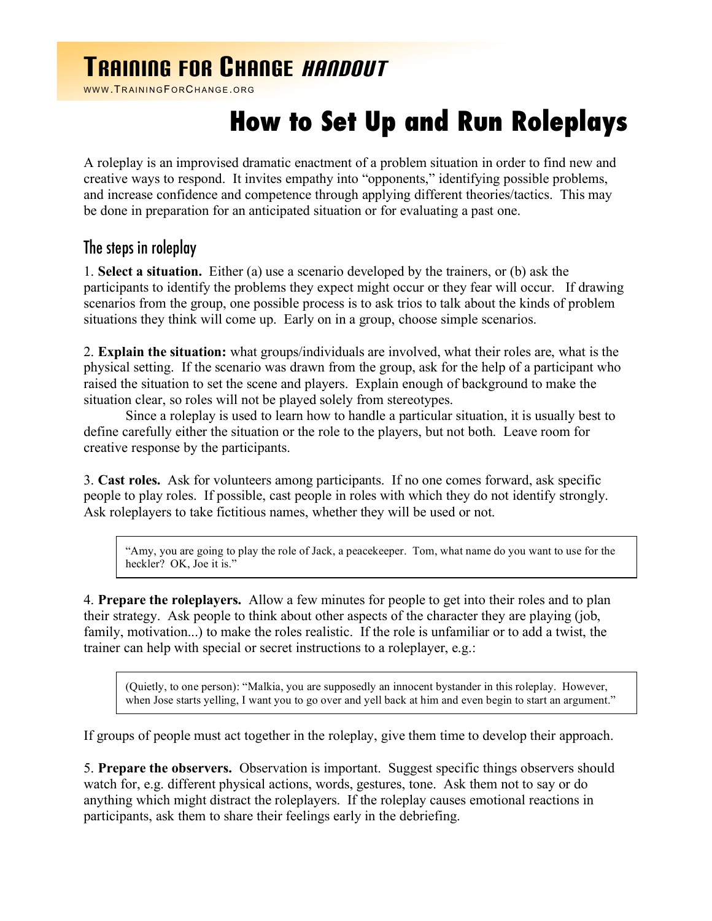# Training for Change *Handout*

www.TrainingForChange.org

# How to Set Up and Run Roleplays

A roleplay is an improvised dramatic enactment of a problem situation in order to find new and creative ways to respond. It invites empathy into "opponents," identifying possible problems, and increase confidence and competence through applying different theories/tactics. This may be done in preparation for an anticipated situation or for evaluating a past one.

## The steps in roleplay

1. **Select a situation.** Either (a) use a scenario developed by the trainers, or (b) ask the participants to identify the problems they expect might occur or they fear will occur. If drawing scenarios from the group, one possible process is to ask trios to talk about the kinds of problem situations they think will come up. Early on in a group, choose simple scenarios.

2. **Explain the situation:** what groups/individuals are involved, what their roles are, what is the physical setting. If the scenario was drawn from the group, ask for the help of a participant who raised the situation to set the scene and players. Explain enough of background to make the situation clear, so roles will not be played solely from stereotypes.

Since a roleplay is used to learn how to handle a particular situation, it is usually best to define carefully either the situation or the role to the players, but not both. Leave room for creative response by the participants.

3. **Cast roles.** Ask for volunteers among participants. If no one comes forward, ask specific people to play roles. If possible, cast people in roles with which they do not identify strongly. Ask roleplayers to take fictitious names, whether they will be used or not.

> "Amy, you are going to play the role of Jack, a peacekeeper. Tom, what name do you want to use for the heckler? OK, Joe it is."

4. **Prepare the roleplayers.** Allow a few minutes for people to get into their roles and to plan their strategy. Ask people to think about other aspects of the character they are playing (job, family, motivation...) to make the roles realistic. If the role is unfamiliar or to add a twist, the trainer can help with special or secret instructions to a roleplayer, e.g.:

> (Quietly, to one person): "Malkia, you are supposedly an innocent bystander in this roleplay. However, when Jose starts yelling, I want you to go over and yell back at him and even begin to start an argument."

If groups of people must act together in the roleplay, give them time to develop their approach.

5. **Prepare the observers.** Observation is important. Suggest specific things observers should watch for, e.g. different physical actions, words, gestures, tone. Ask them not to say or do anything which might distract the roleplayers. If the roleplay causes emotional reactions in participants, ask them to share their feelings early in the debriefing.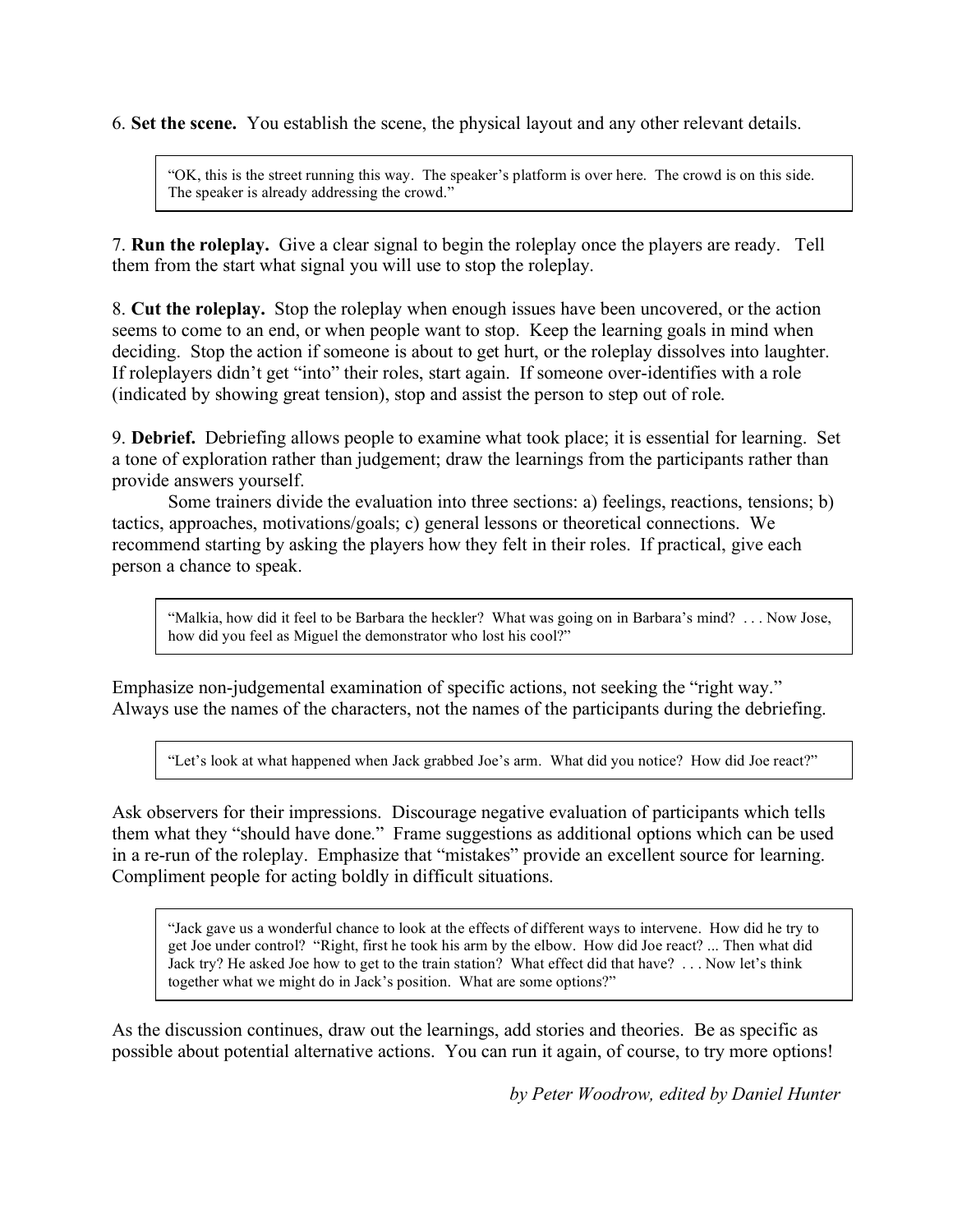6. **Set the scene.** You establish the scene, the physical layout and any other relevant details.

> "OK, this is the street running this way. The speaker's platform is over here. The crowd is on this side. The speaker is already addressing the crowd."

7. **Run the roleplay.** Give a clear signal to begin the roleplay once the players are ready. Tell them from the start what signal you will use to stop the roleplay.

8. **Cut the roleplay.** Stop the roleplay when enough issues have been uncovered, or the action seems to come to an end, or when people want to stop. Keep the learning goals in mind when deciding. Stop the action if someone is about to get hurt, or the roleplay dissolves into laughter. If roleplayers didn't get "into" their roles, start again. If someone over-identifies with a role (indicated by showing great tension), stop and assist the person to step out of role.

9. **Debrief.** Debriefing allows people to examine what took place; it is essential for learning. Set a tone of exploration rather than judgement; draw the learnings from the participants rather than provide answers yourself.

Some trainers divide the evaluation into three sections: a) feelings, reactions, tensions; b) tactics, approaches, motivations/goals; c) general lessons or theoretical connections. We recommend starting by asking the players how they felt in their roles. If practical, give each person a chance to speak.

> "Malkia, how did it feel to be Barbara the heckler? What was going on in Barbara's mind? . . . Now Jose, how did you feel as Miguel the demonstrator who lost his cool?"

Emphasize non-judgemental examination of specific actions, not seeking the "right way." Always use the names of the characters, not the names of the participants during the debriefing.

> "Let's look at what happened when Jack grabbed Joe's arm. What did you notice? How did Joe react?"

Ask observers for their impressions. Discourage negative evaluation of participants which tells them what they "should have done." Frame suggestions as additional options which can be used in a re-run of the roleplay. Emphasize that "mistakes" provide an excellent source for learning. Compliment people for acting boldly in difficult situations.

> "Jack gave us a wonderful chance to look at the effects of different ways to intervene. How did he try to get Joe under control? "Right, first he took his arm by the elbow. How did Joe react? ... Then what did Jack try? He asked Joe how to get to the train station? What effect did that have? . . . Now let's think together what we might do in Jack's position. What are some options?"

As the discussion continues, draw out the learnings, add stories and theories. Be as specific as possible about potential alternative actions. You can run it again, of course, to try more options!

*by Peter Woodrow, edited by Daniel Hunter*